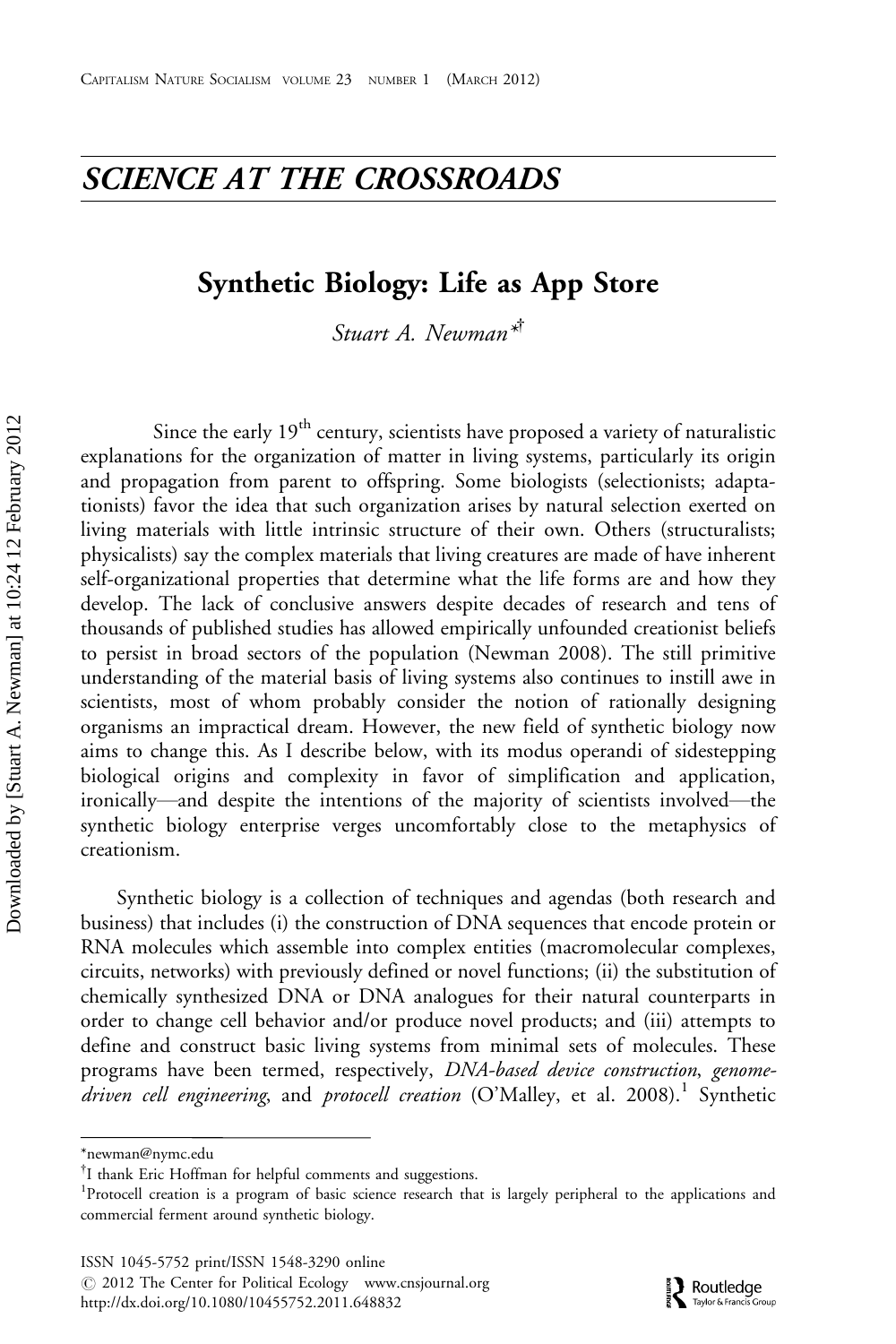# SCIENCE AT THE CROSSROADS

## Synthetic Biology: Life as App Store

*Stuart A. Newman*[*†]

Since the early 19th century, scientists have proposed a variety of naturalistic explanations for the organization of matter in living systems, particularly its origin and propagation from parent to offspring. Some biologists (selectionists; adaptationists) favor the idea that such organization arises by natural selection exerted on living materials with little intrinsic structure of their own. Others (structuralists; physicalists) say the complex materials that living creatures are made of have inherent self-organizational properties that determine what the life forms are and how they develop. The lack of conclusive answers despite decades of research and tens of thousands of published studies has allowed empirically unfounded creationist beliefs to persist in broad sectors of the population (Newman 2008). The still primitive understanding of the material basis of living systems also continues to instill awe in scientists, most of whom probably consider the notion of rationally designing organisms an impractical dream. However, the new field of synthetic biology now aims to change this. As I describe below, with its modus operandi of sidestepping biological origins and complexity in favor of simplification and application, ironically—and despite the intentions of the majority of scientists involved—the synthetic biology enterprise verges uncomfortably close to the metaphysics of creationism.

Synthetic biology is a collection of techniques and agendas (both research and business) that includes (i) the construction of DNA sequences that encode protein or RNA molecules which assemble into complex entities (macromolecular complexes, circuits, networks) with previously defined or novel functions; (ii) the substitution of chemically synthesized DNA or DNA analogues for their natural counterparts in order to change cell behavior and/or produce novel products; and (iii) attempts to define and construct basic living systems from minimal sets of molecules. These programs have been termed, respectively, *DNA-based device construction*, *genome-driven cell engineering*, and *protocell creation* (O'Malley, et al. 2008).[1] Synthetic

---

*newman@nymc.edu

†I thank Eric Hoffman for helpful comments and suggestions.

[1]Protocell creation is a program of basic science research that is largely peripheral to the applications and commercial ferment around synthetic biology.

ISSN 1045-5752 print/ISSN 1548-3290 online
© 2012 The Center for Political Ecology www.cnsjournal.org
http://dx.doi.org/10.1080/10455752.2011.648832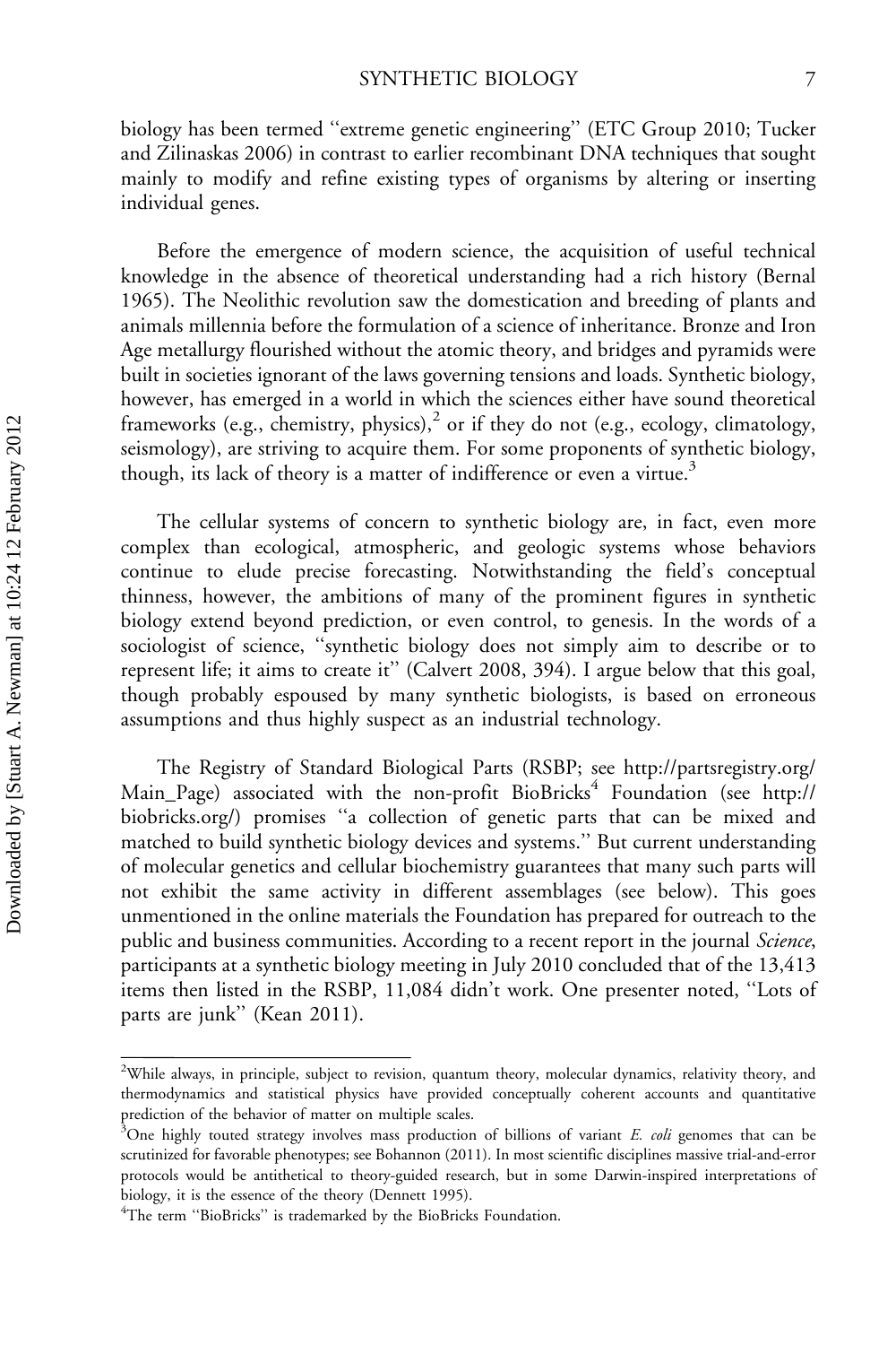biology has been termed "extreme genetic engineering" (ETC Group 2010; Tucker and Zilinaskas 2006) in contrast to earlier recombinant DNA techniques that sought mainly to modify and refine existing types of organisms by altering or inserting individual genes.

Before the emergence of modern science, the acquisition of useful technical knowledge in the absence of theoretical understanding had a rich history (Bernal 1965). The Neolithic revolution saw the domestication and breeding of plants and animals millennia before the formulation of a science of inheritance. Bronze and Iron Age metallurgy flourished without the atomic theory, and bridges and pyramids were built in societies ignorant of the laws governing tensions and loads. Synthetic biology, however, has emerged in a world in which the sciences either have sound theoretical frameworks (e.g., chemistry, physics),[2] or if they do not (e.g., ecology, climatology, seismology), are striving to acquire them. For some proponents of synthetic biology, though, its lack of theory is a matter of indifference or even a virtue.[3]

The cellular systems of concern to synthetic biology are, in fact, even more complex than ecological, atmospheric, and geologic systems whose behaviors continue to elude precise forecasting. Notwithstanding the field's conceptual thinness, however, the ambitions of many of the prominent figures in synthetic biology extend beyond prediction, or even control, to genesis. In the words of a sociologist of science, "synthetic biology does not simply aim to describe or to represent life; it aims to create it" (Calvert 2008, 394). I argue below that this goal, though probably espoused by many synthetic biologists, is based on erroneous assumptions and thus highly suspect as an industrial technology.

The Registry of Standard Biological Parts (RSBP; see http://partsregistry.org/Main_Page) associated with the non-profit BioBricks[4] Foundation (see http://biobricks.org/) promises "a collection of genetic parts that can be mixed and matched to build synthetic biology devices and systems." But current understanding of molecular genetics and cellular biochemistry guarantees that many such parts will not exhibit the same activity in different assemblages (see below). This goes unmentioned in the online materials the Foundation has prepared for outreach to the public and business communities. According to a recent report in the journal *Science*, participants at a synthetic biology meeting in July 2010 concluded that of the 13,413 items then listed in the RSBP, 11,084 didn't work. One presenter noted, "Lots of parts are junk" (Kean 2011).

---

[2]While always, in principle, subject to revision, quantum theory, molecular dynamics, relativity theory, and thermodynamics and statistical physics have provided conceptually coherent accounts and quantitative prediction of the behavior of matter on multiple scales.

[3]One highly touted strategy involves mass production of billions of variant *E. coli* genomes that can be scrutinized for favorable phenotypes; see Bohannon (2011). In most scientific disciplines massive trial-and-error protocols would be antithetical to theory-guided research, but in some Darwin-inspired interpretations of biology, it is the essence of the theory (Dennett 1995).

[4]The term "BioBricks" is trademarked by the BioBricks Foundation.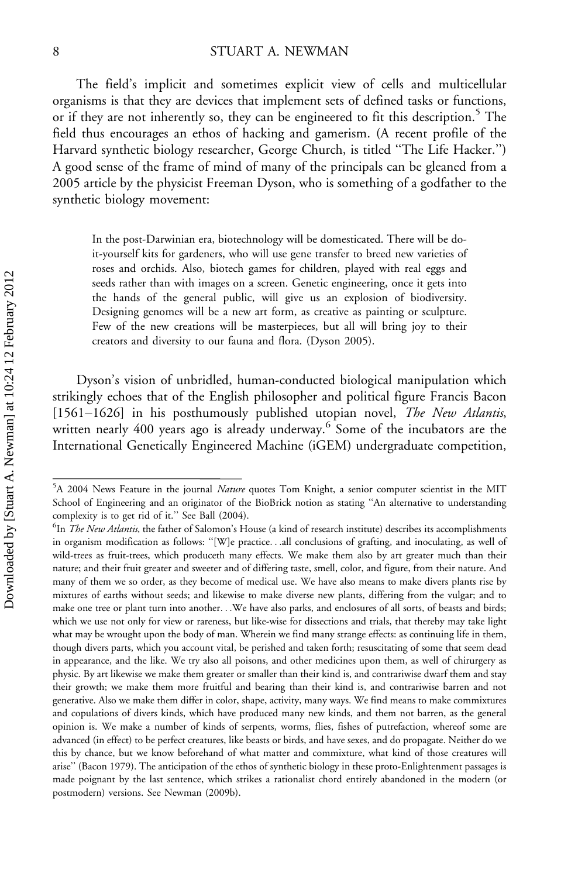The field's implicit and sometimes explicit view of cells and multicellular organisms is that they are devices that implement sets of defined tasks or functions, or if they are not inherently so, they can be engineered to fit this description.[5] The field thus encourages an ethos of hacking and gamerism. (A recent profile of the Harvard synthetic biology researcher, George Church, is titled "The Life Hacker.") A good sense of the frame of mind of many of the principals can be gleaned from a 2005 article by the physicist Freeman Dyson, who is something of a godfather to the synthetic biology movement:

> In the post-Darwinian era, biotechnology will be domesticated. There will be do-it-yourself kits for gardeners, who will use gene transfer to breed new varieties of roses and orchids. Also, biotech games for children, played with real eggs and seeds rather than with images on a screen. Genetic engineering, once it gets into the hands of the general public, will give us an explosion of biodiversity. Designing genomes will be a new art form, as creative as painting or sculpture. Few of the new creations will be masterpieces, but all will bring joy to their creators and diversity to our fauna and flora. (Dyson 2005).

Dyson's vision of unbridled, human-conducted biological manipulation which strikingly echoes that of the English philosopher and political figure Francis Bacon [1561–1626] in his posthumously published utopian novel, *The New Atlantis*, written nearly 400 years ago is already underway.[6] Some of the incubators are the International Genetically Engineered Machine (iGEM) undergraduate competition,

---

[5] A 2004 News Feature in the journal *Nature* quotes Tom Knight, a senior computer scientist in the MIT School of Engineering and an originator of the BioBrick notion as stating "An alternative to understanding complexity is to get rid of it." See Ball (2004).

[6] In *The New Atlantis*, the father of Salomon's House (a kind of research institute) describes its accomplishments in organism modification as follows: "[W]e practice. . .all conclusions of grafting, and inoculating, as well of wild-trees as fruit-trees, which produceth many effects. We make them also by art greater much than their nature; and their fruit greater and sweeter and of differing taste, smell, color, and figure, from their nature. And many of them we so order, as they become of medical use. We have also means to make divers plants rise by mixtures of earths without seeds; and likewise to make diverse new plants, differing from the vulgar; and to make one tree or plant turn into another. . .We have also parks, and enclosures of all sorts, of beasts and birds; which we use not only for view or rareness, but like-wise for dissections and trials, that thereby may take light what may be wrought upon the body of man. Wherein we find many strange effects: as continuing life in them, though divers parts, which you account vital, be perished and taken forth; resuscitating of some that seem dead in appearance, and the like. We try also all poisons, and other medicines upon them, as well of chirurgery as physic. By art likewise we make them greater or smaller than their kind is, and contrariwise dwarf them and stay their growth; we make them more fruitful and bearing than their kind is, and contrariwise barren and not generative. Also we make them differ in color, shape, activity, many ways. We find means to make commixtures and copulations of divers kinds, which have produced many new kinds, and them not barren, as the general opinion is. We make a number of kinds of serpents, worms, flies, fishes of putrefaction, whereof some are advanced (in effect) to be perfect creatures, like beasts or birds, and have sexes, and do propagate. Neither do we this by chance, but we know beforehand of what matter and commixture, what kind of those creatures will arise" (Bacon 1979). The anticipation of the ethos of synthetic biology in these proto-Enlightenment passages is made poignant by the last sentence, which strikes a rationalist chord entirely abandoned in the modern (or postmodern) versions. See Newman (2009b).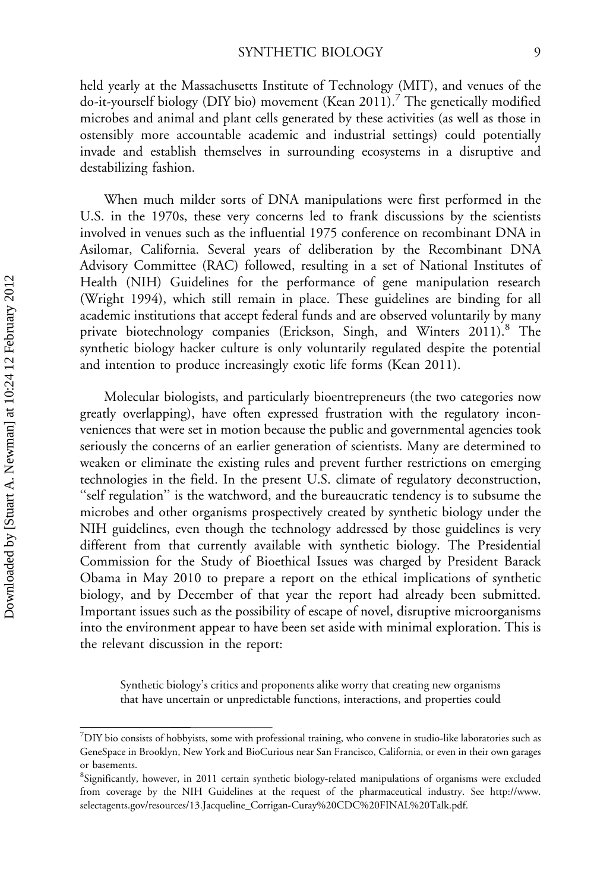held yearly at the Massachusetts Institute of Technology (MIT), and venues of the do-it-yourself biology (DIY bio) movement (Kean 2011).[7] The genetically modified microbes and animal and plant cells generated by these activities (as well as those in ostensibly more accountable academic and industrial settings) could potentially invade and establish themselves in surrounding ecosystems in a disruptive and destabilizing fashion.

When much milder sorts of DNA manipulations were first performed in the U.S. in the 1970s, these very concerns led to frank discussions by the scientists involved in venues such as the influential 1975 conference on recombinant DNA in Asilomar, California. Several years of deliberation by the Recombinant DNA Advisory Committee (RAC) followed, resulting in a set of National Institutes of Health (NIH) Guidelines for the performance of gene manipulation research (Wright 1994), which still remain in place. These guidelines are binding for all academic institutions that accept federal funds and are observed voluntarily by many private biotechnology companies (Erickson, Singh, and Winters 2011).[8] The synthetic biology hacker culture is only voluntarily regulated despite the potential and intention to produce increasingly exotic life forms (Kean 2011).

Molecular biologists, and particularly bioentrepreneurs (the two categories now greatly overlapping), have often expressed frustration with the regulatory inconveniences that were set in motion because the public and governmental agencies took seriously the concerns of an earlier generation of scientists. Many are determined to weaken or eliminate the existing rules and prevent further restrictions on emerging technologies in the field. In the present U.S. climate of regulatory deconstruction, "self regulation" is the watchword, and the bureaucratic tendency is to subsume the microbes and other organisms prospectively created by synthetic biology under the NIH guidelines, even though the technology addressed by those guidelines is very different from that currently available with synthetic biology. The Presidential Commission for the Study of Bioethical Issues was charged by President Barack Obama in May 2010 to prepare a report on the ethical implications of synthetic biology, and by December of that year the report had already been submitted. Important issues such as the possibility of escape of novel, disruptive microorganisms into the environment appear to have been set aside with minimal exploration. This is the relevant discussion in the report:

> Synthetic biology's critics and proponents alike worry that creating new organisms that have uncertain or unpredictable functions, interactions, and properties could

---

[7] DIY bio consists of hobbyists, some with professional training, who convene in studio-like laboratories such as GeneSpace in Brooklyn, New York and BioCurious near San Francisco, California, or even in their own garages or basements.

[8] Significantly, however, in 2011 certain synthetic biology-related manipulations of organisms were excluded from coverage by the NIH Guidelines at the request of the pharmaceutical industry. See http://www.selectagents.gov/resources/13.Jacqueline_Corrigan-Curay%20CDC%20FINAL%20Talk.pdf.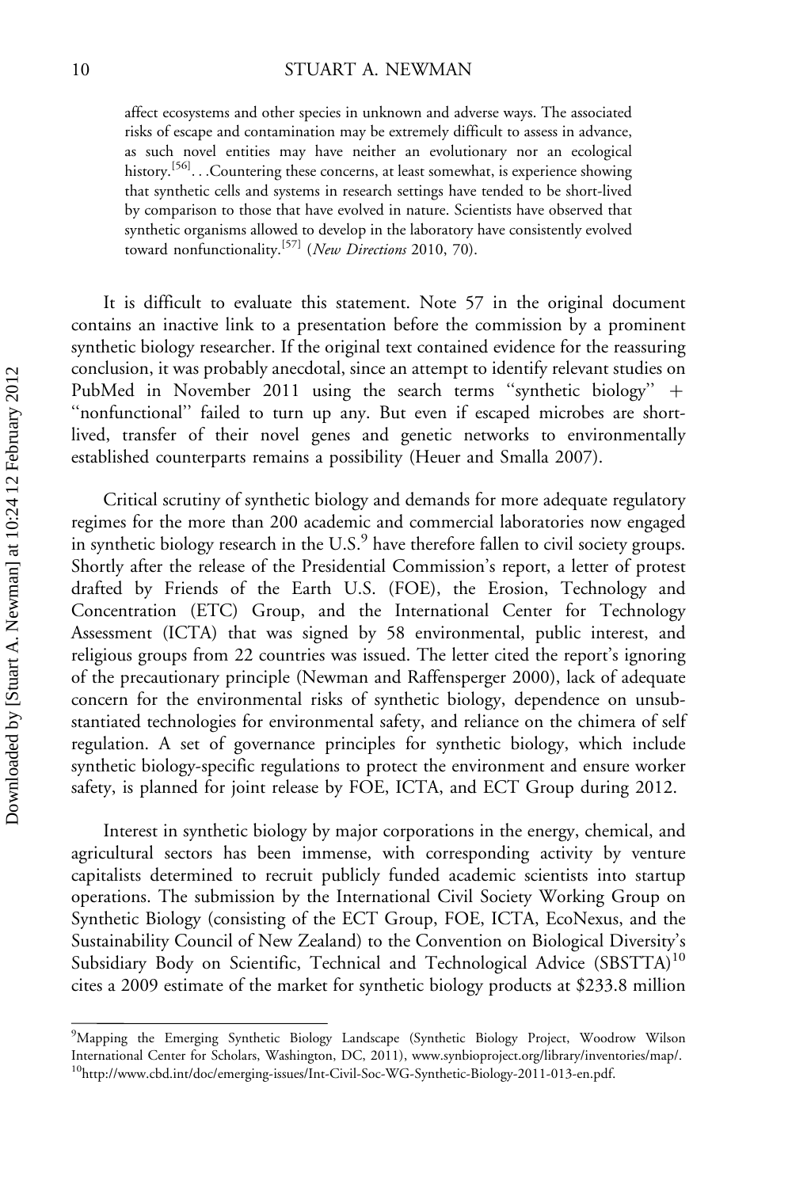> affect ecosystems and other species in unknown and adverse ways. The associated risks of escape and contamination may be extremely difficult to assess in advance, as such novel entities may have neither an evolutionary nor an ecological history.[56]. . .Countering these concerns, at least somewhat, is experience showing that synthetic cells and systems in research settings have tended to be short-lived by comparison to those that have evolved in nature. Scientists have observed that synthetic organisms allowed to develop in the laboratory have consistently evolved toward nonfunctionality.[57] (*New Directions* 2010, 70).

It is difficult to evaluate this statement. Note 57 in the original document contains an inactive link to a presentation before the commission by a prominent synthetic biology researcher. If the original text contained evidence for the reassuring conclusion, it was probably anecdotal, since an attempt to identify relevant studies on PubMed in November 2011 using the search terms "synthetic biology" + "nonfunctional" failed to turn up any. But even if escaped microbes are short-lived, transfer of their novel genes and genetic networks to environmentally established counterparts remains a possibility (Heuer and Smalla 2007).

Critical scrutiny of synthetic biology and demands for more adequate regulatory regimes for the more than 200 academic and commercial laboratories now engaged in synthetic biology research in the U.S.[9] have therefore fallen to civil society groups. Shortly after the release of the Presidential Commission's report, a letter of protest drafted by Friends of the Earth U.S. (FOE), the Erosion, Technology and Concentration (ETC) Group, and the International Center for Technology Assessment (ICTA) that was signed by 58 environmental, public interest, and religious groups from 22 countries was issued. The letter cited the report's ignoring of the precautionary principle (Newman and Raffensperger 2000), lack of adequate concern for the environmental risks of synthetic biology, dependence on unsubstantiated technologies for environmental safety, and reliance on the chimera of self regulation. A set of governance principles for synthetic biology, which include synthetic biology-specific regulations to protect the environment and ensure worker safety, is planned for joint release by FOE, ICTA, and ECT Group during 2012.

Interest in synthetic biology by major corporations in the energy, chemical, and agricultural sectors has been immense, with corresponding activity by venture capitalists determined to recruit publicly funded academic scientists into startup operations. The submission by the International Civil Society Working Group on Synthetic Biology (consisting of the ECT Group, FOE, ICTA, EcoNexus, and the Sustainability Council of New Zealand) to the Convention on Biological Diversity's Subsidiary Body on Scientific, Technical and Technological Advice (SBSTTA)[10] cites a 2009 estimate of the market for synthetic biology products at $233.8 million

---

[9] Mapping the Emerging Synthetic Biology Landscape (Synthetic Biology Project, Woodrow Wilson International Center for Scholars, Washington, DC, 2011), www.synbioproject.org/library/inventories/map/.

[10] http://www.cbd.int/doc/emerging-issues/Int-Civil-Soc-WG-Synthetic-Biology-2011-013-en.pdf.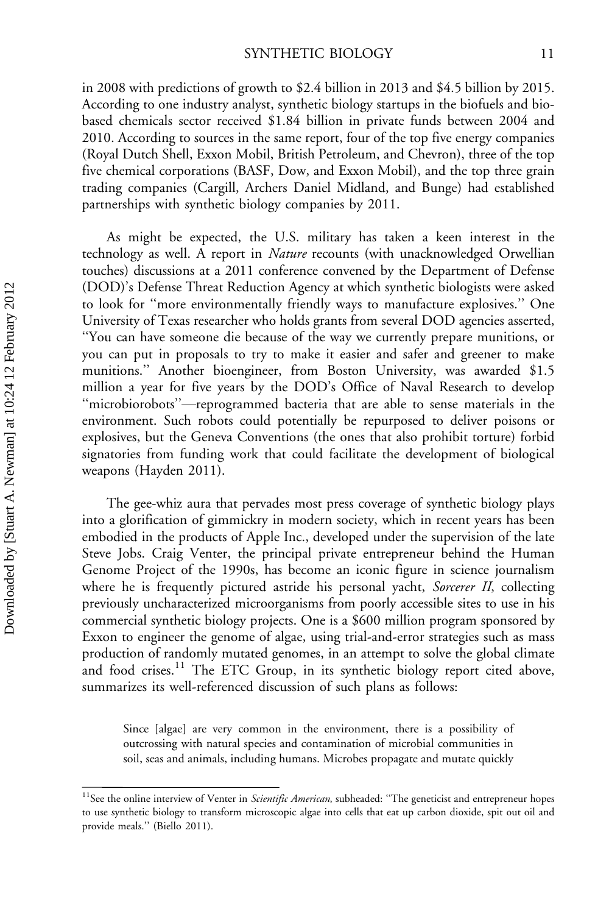in 2008 with predictions of growth to $2.4 billion in 2013 and $4.5 billion by 2015. According to one industry analyst, synthetic biology startups in the biofuels and bio-based chemicals sector received $1.84 billion in private funds between 2004 and 2010. According to sources in the same report, four of the top five energy companies (Royal Dutch Shell, Exxon Mobil, British Petroleum, and Chevron), three of the top five chemical corporations (BASF, Dow, and Exxon Mobil), and the top three grain trading companies (Cargill, Archers Daniel Midland, and Bunge) had established partnerships with synthetic biology companies by 2011.

As might be expected, the U.S. military has taken a keen interest in the technology as well. A report in *Nature* recounts (with unacknowledged Orwellian touches) discussions at a 2011 conference convened by the Department of Defense (DOD)'s Defense Threat Reduction Agency at which synthetic biologists were asked to look for "more environmentally friendly ways to manufacture explosives." One University of Texas researcher who holds grants from several DOD agencies asserted, "You can have someone die because of the way we currently prepare munitions, or you can put in proposals to try to make it easier and safer and greener to make munitions." Another bioengineer, from Boston University, was awarded $1.5 million a year for five years by the DOD's Office of Naval Research to develop "microbiorobots"—reprogrammed bacteria that are able to sense materials in the environment. Such robots could potentially be repurposed to deliver poisons or explosives, but the Geneva Conventions (the ones that also prohibit torture) forbid signatories from funding work that could facilitate the development of biological weapons (Hayden 2011).

The gee-whiz aura that pervades most press coverage of synthetic biology plays into a glorification of gimmickry in modern society, which in recent years has been embodied in the products of Apple Inc., developed under the supervision of the late Steve Jobs. Craig Venter, the principal private entrepreneur behind the Human Genome Project of the 1990s, has become an iconic figure in science journalism where he is frequently pictured astride his personal yacht, *Sorcerer II*, collecting previously uncharacterized microorganisms from poorly accessible sites to use in his commercial synthetic biology projects. One is a $600 million program sponsored by Exxon to engineer the genome of algae, using trial-and-error strategies such as mass production of randomly mutated genomes, in an attempt to solve the global climate and food crises.[11] The ETC Group, in its synthetic biology report cited above, summarizes its well-referenced discussion of such plans as follows:

> Since [algae] are very common in the environment, there is a possibility of outcrossing with natural species and contamination of microbial communities in soil, seas and animals, including humans. Microbes propagate and mutate quickly

[11] See the online interview of Venter in *Scientific American*, subheaded: "The geneticist and entrepreneur hopes to use synthetic biology to transform microscopic algae into cells that eat up carbon dioxide, spit out oil and provide meals." (Biello 2011).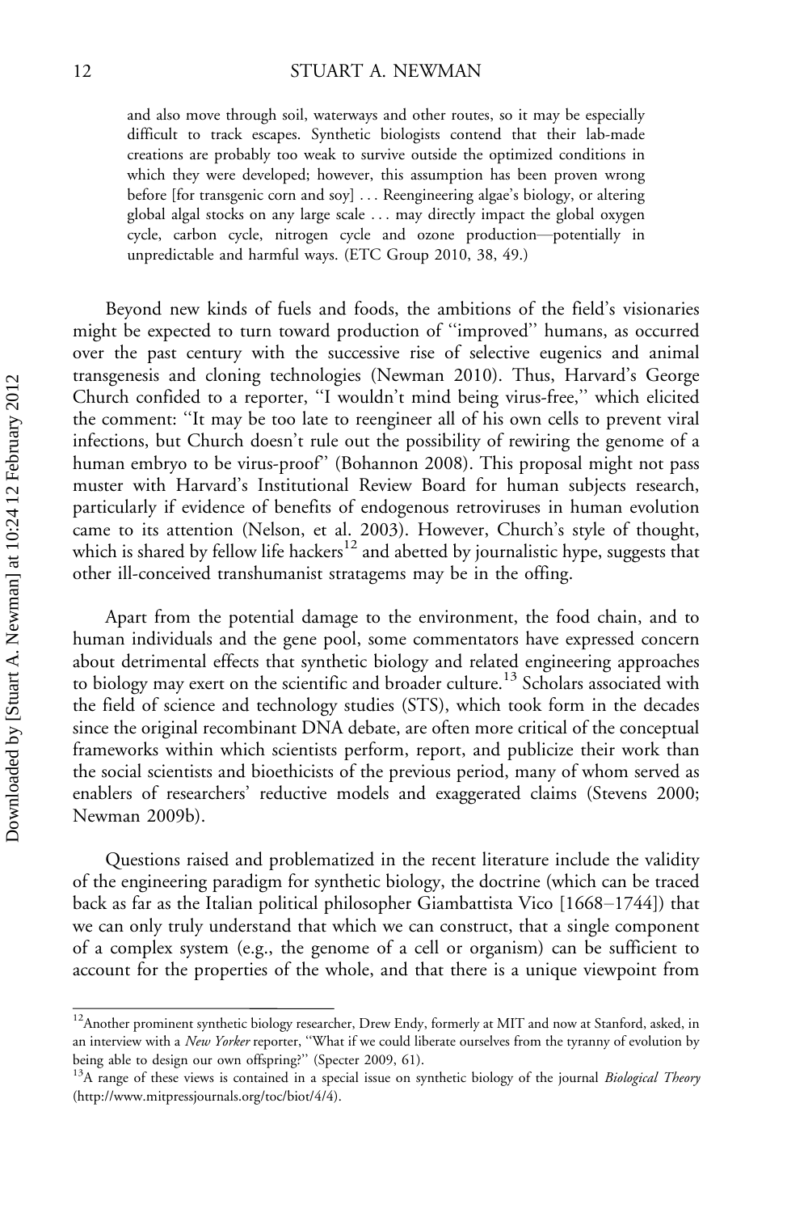> and also move through soil, waterways and other routes, so it may be especially difficult to track escapes. Synthetic biologists contend that their lab-made creations are probably too weak to survive outside the optimized conditions in which they were developed; however, this assumption has been proven wrong before [for transgenic corn and soy] . . . Reengineering algae's biology, or altering global algal stocks on any large scale . . . may directly impact the global oxygen cycle, carbon cycle, nitrogen cycle and ozone production—potentially in unpredictable and harmful ways. (ETC Group 2010, 38, 49.)

Beyond new kinds of fuels and foods, the ambitions of the field's visionaries might be expected to turn toward production of ''improved'' humans, as occurred over the past century with the successive rise of selective eugenics and animal transgenesis and cloning technologies (Newman 2010). Thus, Harvard's George Church confided to a reporter, ''I wouldn't mind being virus-free,'' which elicited the comment: ''It may be too late to reengineer all of his own cells to prevent viral infections, but Church doesn't rule out the possibility of rewiring the genome of a human embryo to be virus-proof'' (Bohannon 2008). This proposal might not pass muster with Harvard's Institutional Review Board for human subjects research, particularly if evidence of benefits of endogenous retroviruses in human evolution came to its attention (Nelson, et al. 2003). However, Church's style of thought, which is shared by fellow life hackers[12] and abetted by journalistic hype, suggests that other ill-conceived transhumanist stratagems may be in the offing.

Apart from the potential damage to the environment, the food chain, and to human individuals and the gene pool, some commentators have expressed concern about detrimental effects that synthetic biology and related engineering approaches to biology may exert on the scientific and broader culture.[13] Scholars associated with the field of science and technology studies (STS), which took form in the decades since the original recombinant DNA debate, are often more critical of the conceptual frameworks within which scientists perform, report, and publicize their work than the social scientists and bioethicists of the previous period, many of whom served as enablers of researchers' reductive models and exaggerated claims (Stevens 2000; Newman 2009b).

Questions raised and problematized in the recent literature include the validity of the engineering paradigm for synthetic biology, the doctrine (which can be traced back as far as the Italian political philosopher Giambattista Vico [1668–1744]) that we can only truly understand that which we can construct, that a single component of a complex system (e.g., the genome of a cell or organism) can be sufficient to account for the properties of the whole, and that there is a unique viewpoint from

---

[12] Another prominent synthetic biology researcher, Drew Endy, formerly at MIT and now at Stanford, asked, in an interview with a *New Yorker* reporter, ''What if we could liberate ourselves from the tyranny of evolution by being able to design our own offspring?'' (Specter 2009, 61).

[13] A range of these views is contained in a special issue on synthetic biology of the journal *Biological Theory* (http://www.mitpressjournals.org/toc/biot/4/4).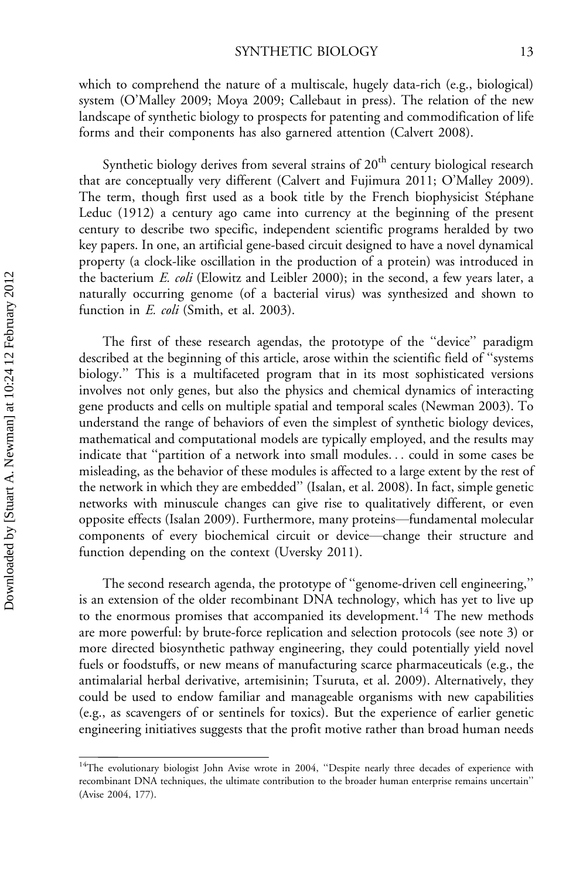which to comprehend the nature of a multiscale, hugely data-rich (e.g., biological) system (O'Malley 2009; Moya 2009; Callebaut in press). The relation of the new landscape of synthetic biology to prospects for patenting and commodification of life forms and their components has also garnered attention (Calvert 2008).

Synthetic biology derives from several strains of 20th century biological research that are conceptually very different (Calvert and Fujimura 2011; O'Malley 2009). The term, though first used as a book title by the French biophysicist Stéphane Leduc (1912) a century ago came into currency at the beginning of the present century to describe two specific, independent scientific programs heralded by two key papers. In one, an artificial gene-based circuit designed to have a novel dynamical property (a clock-like oscillation in the production of a protein) was introduced in the bacterium *E. coli* (Elowitz and Leibler 2000); in the second, a few years later, a naturally occurring genome (of a bacterial virus) was synthesized and shown to function in *E. coli* (Smith, et al. 2003).

The first of these research agendas, the prototype of the "device" paradigm described at the beginning of this article, arose within the scientific field of "systems biology." This is a multifaceted program that in its most sophisticated versions involves not only genes, but also the physics and chemical dynamics of interacting gene products and cells on multiple spatial and temporal scales (Newman 2003). To understand the range of behaviors of even the simplest of synthetic biology devices, mathematical and computational models are typically employed, and the results may indicate that "partition of a network into small modules... could in some cases be misleading, as the behavior of these modules is affected to a large extent by the rest of the network in which they are embedded" (Isalan, et al. 2008). In fact, simple genetic networks with minuscule changes can give rise to qualitatively different, or even opposite effects (Isalan 2009). Furthermore, many proteins—fundamental molecular components of every biochemical circuit or device—change their structure and function depending on the context (Uversky 2011).

The second research agenda, the prototype of "genome-driven cell engineering," is an extension of the older recombinant DNA technology, which has yet to live up to the enormous promises that accompanied its development.[14] The new methods are more powerful: by brute-force replication and selection protocols (see note 3) or more directed biosynthetic pathway engineering, they could potentially yield novel fuels or foodstuffs, or new means of manufacturing scarce pharmaceuticals (e.g., the antimalarial herbal derivative, artemisinin; Tsuruta, et al. 2009). Alternatively, they could be used to endow familiar and manageable organisms with new capabilities (e.g., as scavengers of or sentinels for toxics). But the experience of earlier genetic engineering initiatives suggests that the profit motive rather than broad human needs

[14]The evolutionary biologist John Avise wrote in 2004, "Despite nearly three decades of experience with recombinant DNA techniques, the ultimate contribution to the broader human enterprise remains uncertain" (Avise 2004, 177).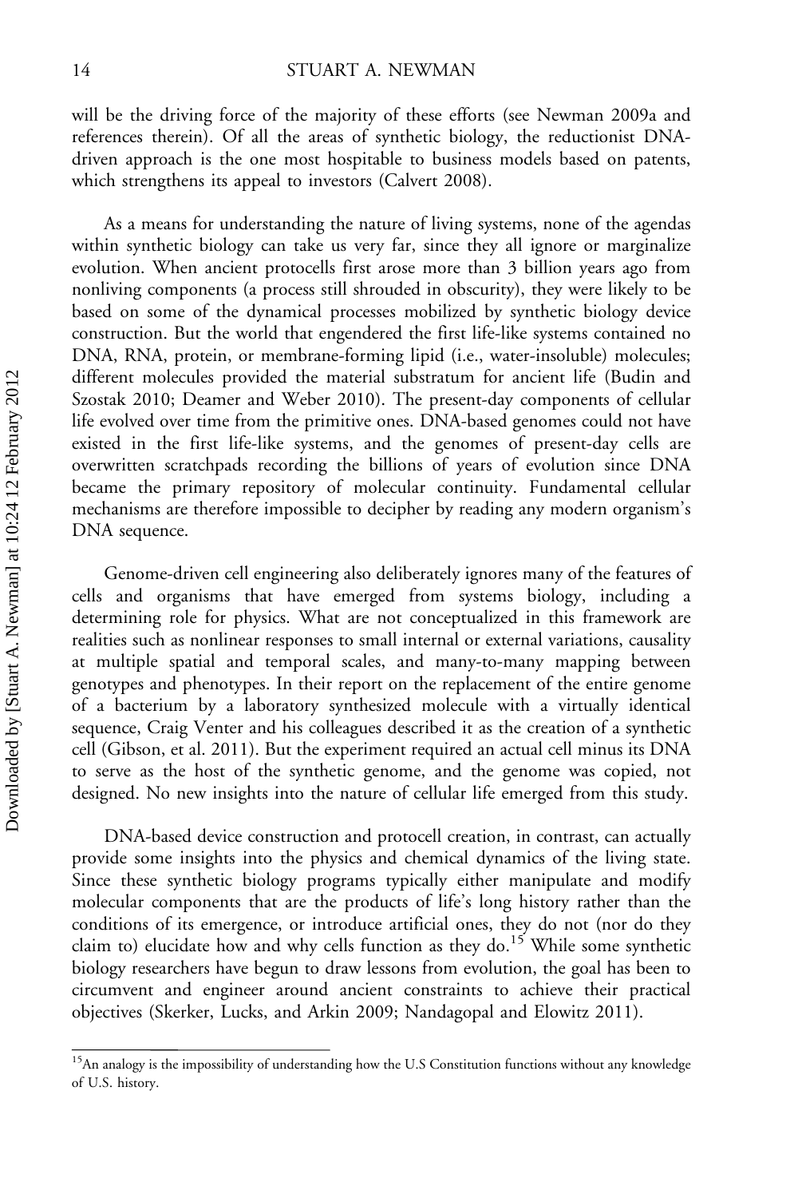will be the driving force of the majority of these efforts (see Newman 2009a and references therein). Of all the areas of synthetic biology, the reductionist DNA-driven approach is the one most hospitable to business models based on patents, which strengthens its appeal to investors (Calvert 2008).

As a means for understanding the nature of living systems, none of the agendas within synthetic biology can take us very far, since they all ignore or marginalize evolution. When ancient protocells first arose more than 3 billion years ago from nonliving components (a process still shrouded in obscurity), they were likely to be based on some of the dynamical processes mobilized by synthetic biology device construction. But the world that engendered the first life-like systems contained no DNA, RNA, protein, or membrane-forming lipid (i.e., water-insoluble) molecules; different molecules provided the material substratum for ancient life (Budin and Szostak 2010; Deamer and Weber 2010). The present-day components of cellular life evolved over time from the primitive ones. DNA-based genomes could not have existed in the first life-like systems, and the genomes of present-day cells are overwritten scratchpads recording the billions of years of evolution since DNA became the primary repository of molecular continuity. Fundamental cellular mechanisms are therefore impossible to decipher by reading any modern organism's DNA sequence.

Genome-driven cell engineering also deliberately ignores many of the features of cells and organisms that have emerged from systems biology, including a determining role for physics. What are not conceptualized in this framework are realities such as nonlinear responses to small internal or external variations, causality at multiple spatial and temporal scales, and many-to-many mapping between genotypes and phenotypes. In their report on the replacement of the entire genome of a bacterium by a laboratory synthesized molecule with a virtually identical sequence, Craig Venter and his colleagues described it as the creation of a synthetic cell (Gibson, et al. 2011). But the experiment required an actual cell minus its DNA to serve as the host of the synthetic genome, and the genome was copied, not designed. No new insights into the nature of cellular life emerged from this study.

DNA-based device construction and protocell creation, in contrast, can actually provide some insights into the physics and chemical dynamics of the living state. Since these synthetic biology programs typically either manipulate and modify molecular components that are the products of life's long history rather than the conditions of its emergence, or introduce artificial ones, they do not (nor do they claim to) elucidate how and why cells function as they do.[15] While some synthetic biology researchers have begun to draw lessons from evolution, the goal has been to circumvent and engineer around ancient constraints to achieve their practical objectives (Skerker, Lucks, and Arkin 2009; Nandagopal and Elowitz 2011).

[15] An analogy is the impossibility of understanding how the U.S Constitution functions without any knowledge of U.S. history.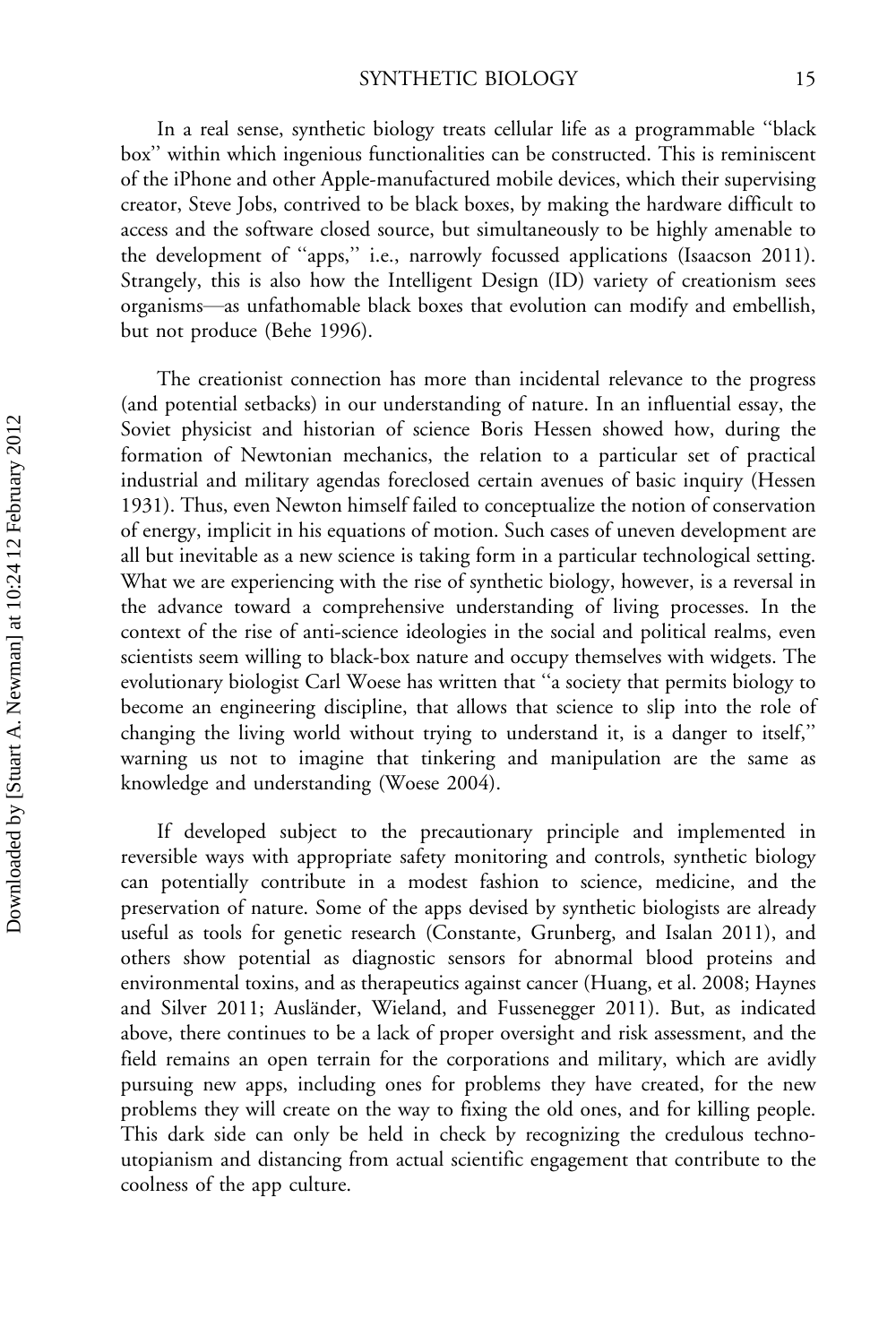In a real sense, synthetic biology treats cellular life as a programmable "black box" within which ingenious functionalities can be constructed. This is reminiscent of the iPhone and other Apple-manufactured mobile devices, which their supervising creator, Steve Jobs, contrived to be black boxes, by making the hardware difficult to access and the software closed source, but simultaneously to be highly amenable to the development of "apps," i.e., narrowly focussed applications (Isaacson 2011). Strangely, this is also how the Intelligent Design (ID) variety of creationism sees organisms—as unfathomable black boxes that evolution can modify and embellish, but not produce (Behe 1996).

The creationist connection has more than incidental relevance to the progress (and potential setbacks) in our understanding of nature. In an influential essay, the Soviet physicist and historian of science Boris Hessen showed how, during the formation of Newtonian mechanics, the relation to a particular set of practical industrial and military agendas foreclosed certain avenues of basic inquiry (Hessen 1931). Thus, even Newton himself failed to conceptualize the notion of conservation of energy, implicit in his equations of motion. Such cases of uneven development are all but inevitable as a new science is taking form in a particular technological setting. What we are experiencing with the rise of synthetic biology, however, is a reversal in the advance toward a comprehensive understanding of living processes. In the context of the rise of anti-science ideologies in the social and political realms, even scientists seem willing to black-box nature and occupy themselves with widgets. The evolutionary biologist Carl Woese has written that "a society that permits biology to become an engineering discipline, that allows that science to slip into the role of changing the living world without trying to understand it, is a danger to itself," warning us not to imagine that tinkering and manipulation are the same as knowledge and understanding (Woese 2004).

If developed subject to the precautionary principle and implemented in reversible ways with appropriate safety monitoring and controls, synthetic biology can potentially contribute in a modest fashion to science, medicine, and the preservation of nature. Some of the apps devised by synthetic biologists are already useful as tools for genetic research (Constante, Grunberg, and Isalan 2011), and others show potential as diagnostic sensors for abnormal blood proteins and environmental toxins, and as therapeutics against cancer (Huang, et al. 2008; Haynes and Silver 2011; Ausländer, Wieland, and Fussenegger 2011). But, as indicated above, there continues to be a lack of proper oversight and risk assessment, and the field remains an open terrain for the corporations and military, which are avidly pursuing new apps, including ones for problems they have created, for the new problems they will create on the way to fixing the old ones, and for killing people. This dark side can only be held in check by recognizing the credulous techno-utopianism and distancing from actual scientific engagement that contribute to the coolness of the app culture.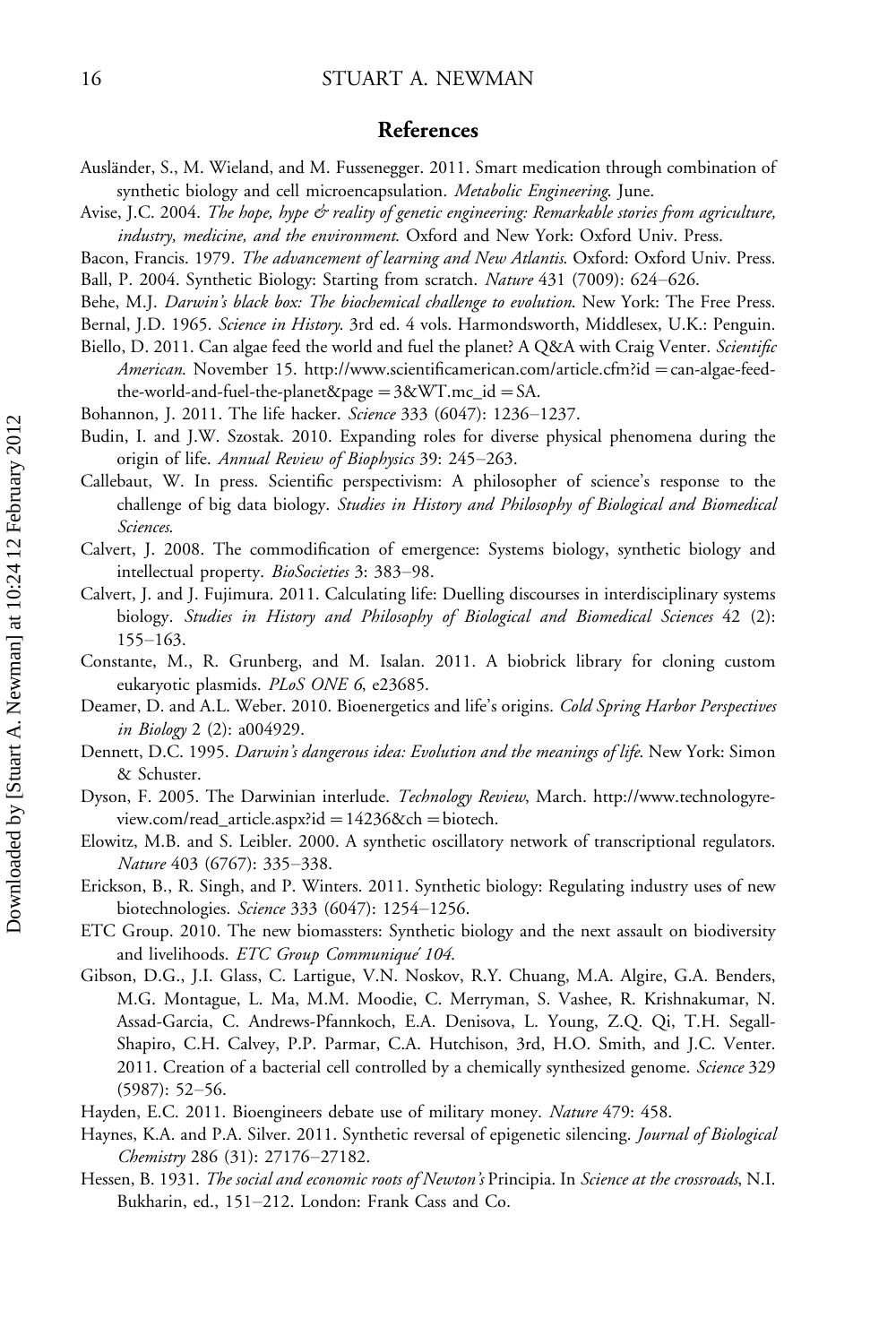## References

Ausländer, S., M. Wieland, and M. Fussenegger. 2011. Smart medication through combination of synthetic biology and cell microencapsulation. *Metabolic Engineering*. June.

Avise, J.C. 2004. *The hope, hype & reality of genetic engineering: Remarkable stories from agriculture, industry, medicine, and the environment*. Oxford and New York: Oxford Univ. Press.

Bacon, Francis. 1979. *The advancement of learning and New Atlantis*. Oxford: Oxford Univ. Press.

Ball, P. 2004. Synthetic Biology: Starting from scratch. *Nature* 431 (7009): 624–626.

Behe, M.J. *Darwin's black box: The biochemical challenge to evolution*. New York: The Free Press.

Bernal, J.D. 1965. *Science in History*. 3rd ed. 4 vols. Harmondsworth, Middlesex, U.K.: Penguin.

Biello, D. 2011. Can algae feed the world and fuel the planet? A Q&A with Craig Venter. *Scientific American*. November 15. http://www.scientificamerican.com/article.cfm?id = can-algae-feed-the-world-and-fuel-the-planet&page = 3&WT.mc_id = SA.

Bohannon, J. 2011. The life hacker. *Science* 333 (6047): 1236–1237.

Budin, I. and J.W. Szostak. 2010. Expanding roles for diverse physical phenomena during the origin of life. *Annual Review of Biophysics* 39: 245–263.

Callebaut, W. In press. Scientific perspectivism: A philosopher of science's response to the challenge of big data biology. *Studies in History and Philosophy of Biological and Biomedical Sciences*.

Calvert, J. 2008. The commodification of emergence: Systems biology, synthetic biology and intellectual property. *BioSocieties* 3: 383–98.

Calvert, J. and J. Fujimura. 2011. Calculating life: Duelling discourses in interdisciplinary systems biology. *Studies in History and Philosophy of Biological and Biomedical Sciences* 42 (2): 155–163.

Constante, M., R. Grunberg, and M. Isalan. 2011. A biobrick library for cloning custom eukaryotic plasmids. *PLoS ONE 6*, e23685.

Deamer, D. and A.L. Weber. 2010. Bioenergetics and life's origins. *Cold Spring Harbor Perspectives in Biology* 2 (2): a004929.

Dennett, D.C. 1995. *Darwin's dangerous idea: Evolution and the meanings of life*. New York: Simon & Schuster.

Dyson, F. 2005. The Darwinian interlude. *Technology Review*, March. http://www.technologyreview.com/read_article.aspx?id = 14236&ch = biotech.

Elowitz, M.B. and S. Leibler. 2000. A synthetic oscillatory network of transcriptional regulators. *Nature* 403 (6767): 335–338.

Erickson, B., R. Singh, and P. Winters. 2011. Synthetic biology: Regulating industry uses of new biotechnologies. *Science* 333 (6047): 1254–1256.

ETC Group. 2010. The new biomassters: Synthetic biology and the next assault on biodiversity and livelihoods. *ETC Group Communiqué 104*.

Gibson, D.G., J.I. Glass, C. Lartigue, V.N. Noskov, R.Y. Chuang, M.A. Algire, G.A. Benders, M.G. Montague, L. Ma, M.M. Moodie, C. Merryman, S. Vashee, R. Krishnakumar, N. Assad-Garcia, C. Andrews-Pfannkoch, E.A. Denisova, L. Young, Z.Q. Qi, T.H. Segall-Shapiro, C.H. Calvey, P.P. Parmar, C.A. Hutchison, 3rd, H.O. Smith, and J.C. Venter. 2011. Creation of a bacterial cell controlled by a chemically synthesized genome. *Science* 329 (5987): 52–56.

Hayden, E.C. 2011. Bioengineers debate use of military money. *Nature* 479: 458.

Haynes, K.A. and P.A. Silver. 2011. Synthetic reversal of epigenetic silencing. *Journal of Biological Chemistry* 286 (31): 27176–27182.

Hessen, B. 1931. *The social and economic roots of Newton's* Principia. In *Science at the crossroads*, N.I. Bukharin, ed., 151–212. London: Frank Cass and Co.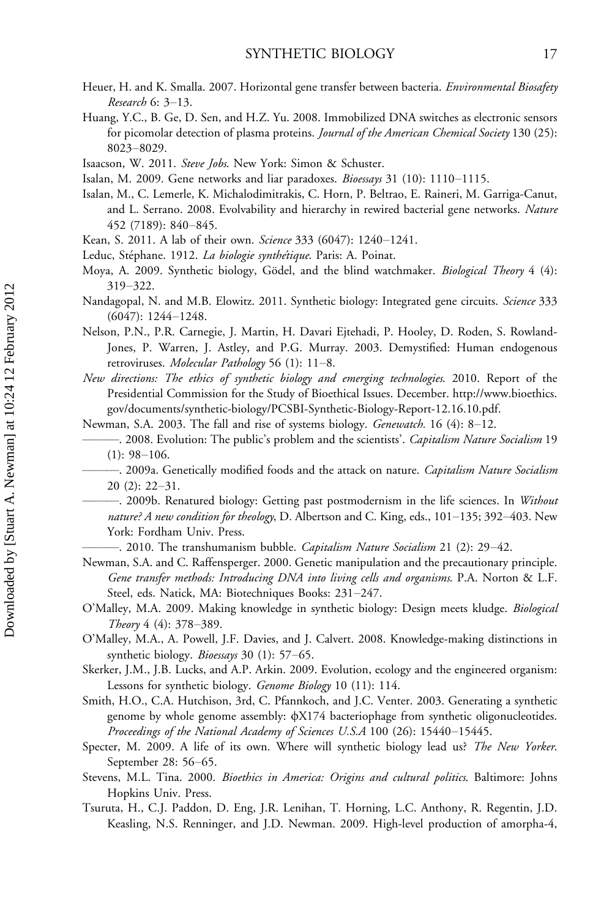Heuer, H. and K. Smalla. 2007. Horizontal gene transfer between bacteria. *Environmental Biosafety Research* 6: 3–13.

Huang, Y.C., B. Ge, D. Sen, and H.Z. Yu. 2008. Immobilized DNA switches as electronic sensors for picomolar detection of plasma proteins. *Journal of the American Chemical Society* 130 (25): 8023–8029.

Isaacson, W. 2011. *Steve Jobs*. New York: Simon & Schuster.

Isalan, M. 2009. Gene networks and liar paradoxes. *Bioessays* 31 (10): 1110–1115.

Isalan, M., C. Lemerle, K. Michalodimitrakis, C. Horn, P. Beltrao, E. Raineri, M. Garriga-Canut, and L. Serrano. 2008. Evolvability and hierarchy in rewired bacterial gene networks. *Nature* 452 (7189): 840–845.

Kean, S. 2011. A lab of their own. *Science* 333 (6047): 1240–1241.

Leduc, Stéphane. 1912. *La biologie synthétique*. Paris: A. Poinat.

Moya, A. 2009. Synthetic biology, Gödel, and the blind watchmaker. *Biological Theory* 4 (4): 319–322.

Nandagopal, N. and M.B. Elowitz. 2011. Synthetic biology: Integrated gene circuits. *Science* 333 (6047): 1244–1248.

Nelson, P.N., P.R. Carnegie, J. Martin, H. Davari Ejtehadi, P. Hooley, D. Roden, S. Rowland-Jones, P. Warren, J. Astley, and P.G. Murray. 2003. Demystified: Human endogenous retroviruses. *Molecular Pathology* 56 (1): 11–8.

*New directions: The ethics of synthetic biology and emerging technologies*. 2010. Report of the Presidential Commission for the Study of Bioethical Issues. December. http://www.bioethics.gov/documents/synthetic-biology/PCSBI-Synthetic-Biology-Report-12.16.10.pdf.

Newman, S.A. 2003. The fall and rise of systems biology. *Genewatch.* 16 (4): 8–12.

———. 2008. Evolution: The public's problem and the scientists'. *Capitalism Nature Socialism* 19 (1): 98–106.

———. 2009a. Genetically modified foods and the attack on nature. *Capitalism Nature Socialism* 20 (2): 22–31.

———. 2009b. Renatured biology: Getting past postmodernism in the life sciences. In *Without nature? A new condition for theology*, D. Albertson and C. King, eds., 101–135; 392–403. New York: Fordham Univ. Press.

———. 2010. The transhumanism bubble. *Capitalism Nature Socialism* 21 (2): 29–42.

Newman, S.A. and C. Raffensperger. 2000. Genetic manipulation and the precautionary principle. *Gene transfer methods: Introducing DNA into living cells and organisms*. P.A. Norton & L.F. Steel, eds. Natick, MA: Biotechniques Books: 231–247.

O'Malley, M.A. 2009. Making knowledge in synthetic biology: Design meets kludge. *Biological Theory* 4 (4): 378–389.

O'Malley, M.A., A. Powell, J.F. Davies, and J. Calvert. 2008. Knowledge-making distinctions in synthetic biology. *Bioessays* 30 (1): 57–65.

Skerker, J.M., J.B. Lucks, and A.P. Arkin. 2009. Evolution, ecology and the engineered organism: Lessons for synthetic biology. *Genome Biology* 10 (11): 114.

Smith, H.O., C.A. Hutchison, 3rd, C. Pfannkoch, and J.C. Venter. 2003. Generating a synthetic genome by whole genome assembly: ϕX174 bacteriophage from synthetic oligonucleotides. *Proceedings of the National Academy of Sciences U.S.A* 100 (26): 15440–15445.

Specter, M. 2009. A life of its own. Where will synthetic biology lead us? *The New Yorker*. September 28: 56–65.

Stevens, M.L. Tina. 2000. *Bioethics in America: Origins and cultural politics*. Baltimore: Johns Hopkins Univ. Press.

Tsuruta, H., C.J. Paddon, D. Eng, J.R. Lenihan, T. Horning, L.C. Anthony, R. Regentin, J.D. Keasling, N.S. Renninger, and J.D. Newman. 2009. High-level production of amorpha-4,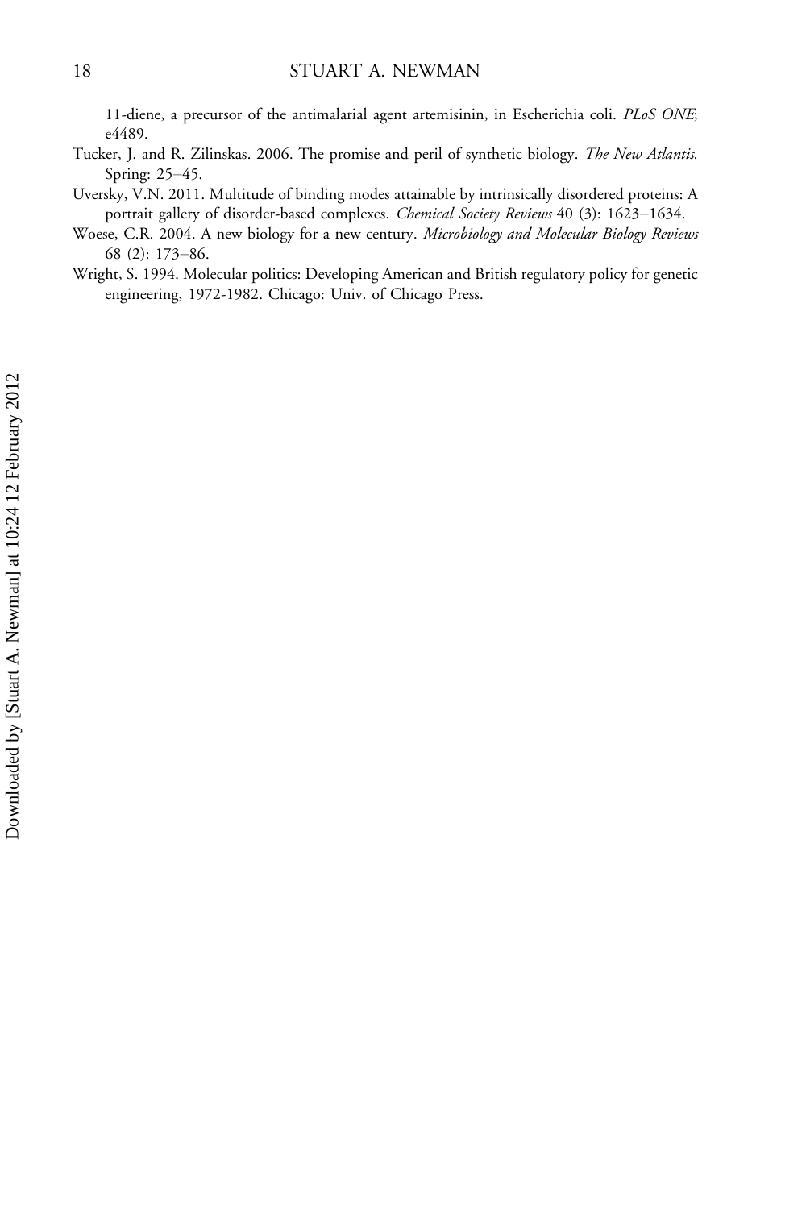11-diene, a precursor of the antimalarial agent artemisinin, in Escherichia coli. *PLoS ONE*; e4489.

Tucker, J. and R. Zilinskas. 2006. The promise and peril of synthetic biology. *The New Atlantis.* Spring: 25–45.

Uversky, V.N. 2011. Multitude of binding modes attainable by intrinsically disordered proteins: A portrait gallery of disorder-based complexes. *Chemical Society Reviews* 40 (3): 1623–1634.

Woese, C.R. 2004. A new biology for a new century. *Microbiology and Molecular Biology Reviews* 68 (2): 173–86.

Wright, S. 1994. Molecular politics: Developing American and British regulatory policy for genetic engineering, 1972-1982. Chicago: Univ. of Chicago Press.